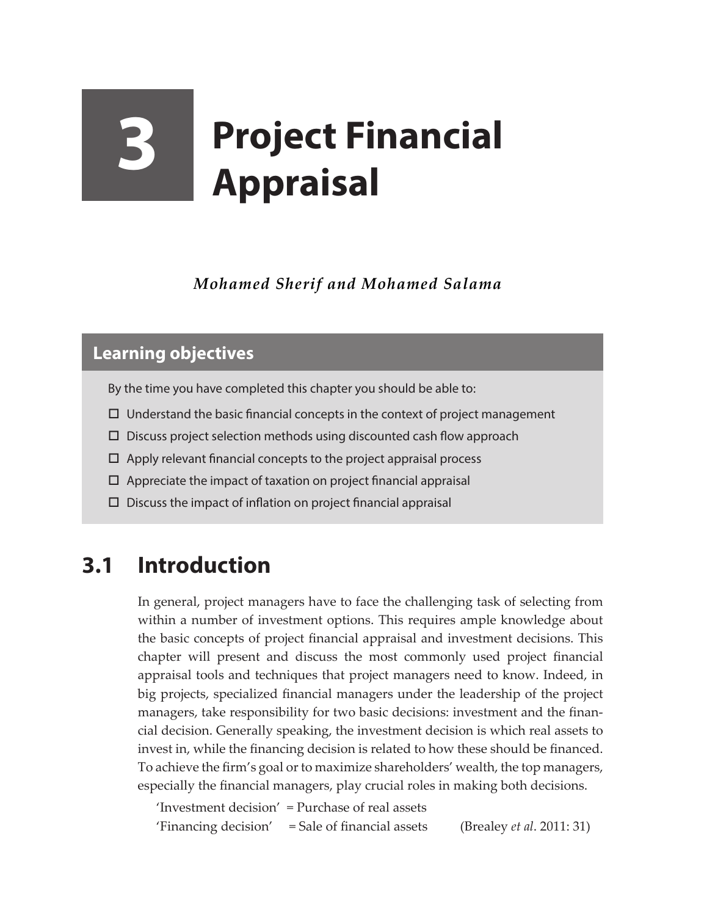# 3 Project Financial Appraisal

*Mohamed Sherif and Mohamed Salama*

## Learning objectives

By the time you have completed this chapter you should be able to:

- ☐ Understand the basic financial concepts in the context of project management
- ☐ Discuss project selection methods using discounted cash flow approach
- ☐ Apply relevant financial concepts to the project appraisal process
- ☐ Appreciate the impact of taxation on project financial appraisal
- ☐ Discuss the impact of inflation on project financial appraisal

## 3.1 Introduction

In general, project managers have to face the challenging task of selecting from within a number of investment options. This requires ample knowledge about the basic concepts of project financial appraisal and investment decisions. This chapter will present and discuss the most commonly used project financial appraisal tools and techniques that project managers need to know. Indeed, in big projects, specialized financial managers under the leadership of the project managers, take responsibility for two basic decisions: investment and the financial decision. Generally speaking, the investment decision is which real assets to invest in, while the financing decision is related to how these should be financed. To achieve the firm's goal or to maximize shareholders' wealth, the top managers, especially the financial managers, play crucial roles in making both decisions.

'Investment decision' = Purchase of real assets

'Financing decision' = Sale of financial assets (Brealey *et al*. 2011: 31)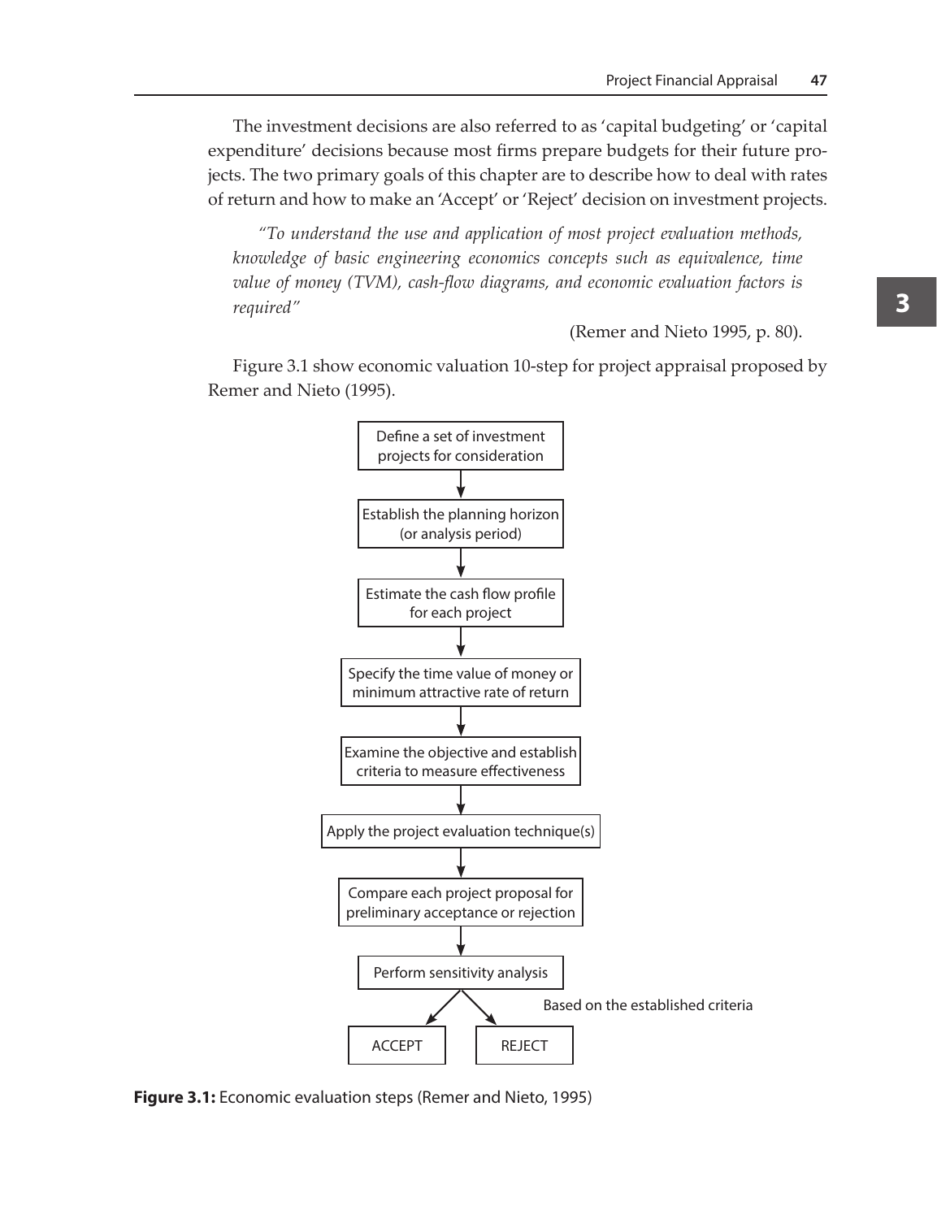The investment decisions are also referred to as 'capital budgeting' or 'capital expenditure' decisions because most firms prepare budgets for their future projects. The two primary goals of this chapter are to describe how to deal with rates of return and how to make an 'Accept' or 'Reject' decision on investment projects.

> *"To understand the use and application of most project evaluation methods, knowledge of basic engineering economics concepts such as equivalence, time value of money (TVM), cash-flow diagrams, and economic evaluation factors is required"*
>
> (Remer and Nieto 1995, p. 80).

Figure 3.1 show economic valuation 10-step for project appraisal proposed by Remer and Nieto (1995).

- Define a set of investment projects for consideration
- ↓
- Establish the planning horizon (or analysis period)
- ↓
- Estimate the cash flow profile for each project
- ↓
- Specify the time value of money or minimum attractive rate of return
- ↓
- Examine the objective and establish criteria to measure effectiveness
- ↓
- Apply the project evaluation technique(s)
- ↓
- Compare each project proposal for preliminary acceptance or rejection
- ↓
- Perform sensitivity analysis
- ↓ Based on the established criteria
- ACCEPT | REJECT

**Figure 3.1:** Economic evaluation steps (Remer and Nieto, 1995)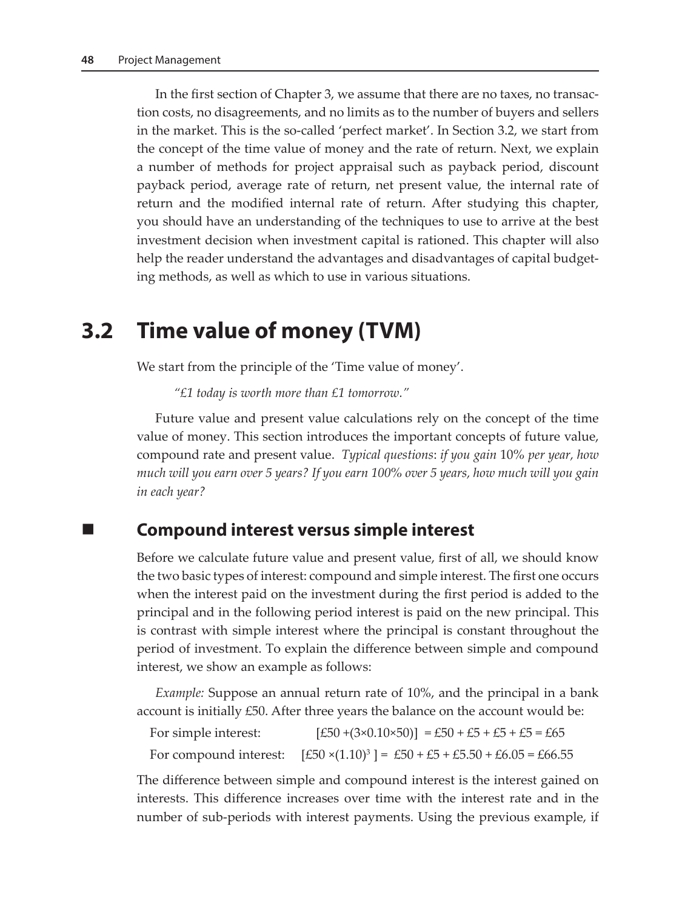In the first section of Chapter 3, we assume that there are no taxes, no transaction costs, no disagreements, and no limits as to the number of buyers and sellers in the market. This is the so-called 'perfect market'. In Section 3.2, we start from the concept of the time value of money and the rate of return. Next, we explain a number of methods for project appraisal such as payback period, discount payback period, average rate of return, net present value, the internal rate of return and the modified internal rate of return. After studying this chapter, you should have an understanding of the techniques to use to arrive at the best investment decision when investment capital is rationed. This chapter will also help the reader understand the advantages and disadvantages of capital budgeting methods, as well as which to use in various situations.

## 3.2 Time value of money (TVM)

We start from the principle of the 'Time value of money'.

*"£1 today is worth more than £1 tomorrow."*

Future value and present value calculations rely on the concept of the time value of money. This section introduces the important concepts of future value, compound rate and present value. *Typical questions*: *if you gain* 10% *per year, how much will you earn over 5 years? If you earn 100% over 5 years, how much will you gain in each year?*

### Compound interest versus simple interest

Before we calculate future value and present value, first of all, we should know the two basic types of interest: compound and simple interest. The first one occurs when the interest paid on the investment during the first period is added to the principal and in the following period interest is paid on the new principal. This is contrast with simple interest where the principal is constant throughout the period of investment. To explain the difference between simple and compound interest, we show an example as follows:

*Example:* Suppose an annual return rate of 10%, and the principal in a bank account is initially £50. After three years the balance on the account would be:

For simple interest: $[£50 + (3 \times 0.10 \times 50)] = £50 + £5 + £5 + £5 = £65$

For compound interest: $[£50 \times (1.10)^3] = £50 + £5 + £5.50 + £6.05 = £66.55$

The difference between simple and compound interest is the interest gained on interests. This difference increases over time with the interest rate and in the number of sub-periods with interest payments. Using the previous example, if